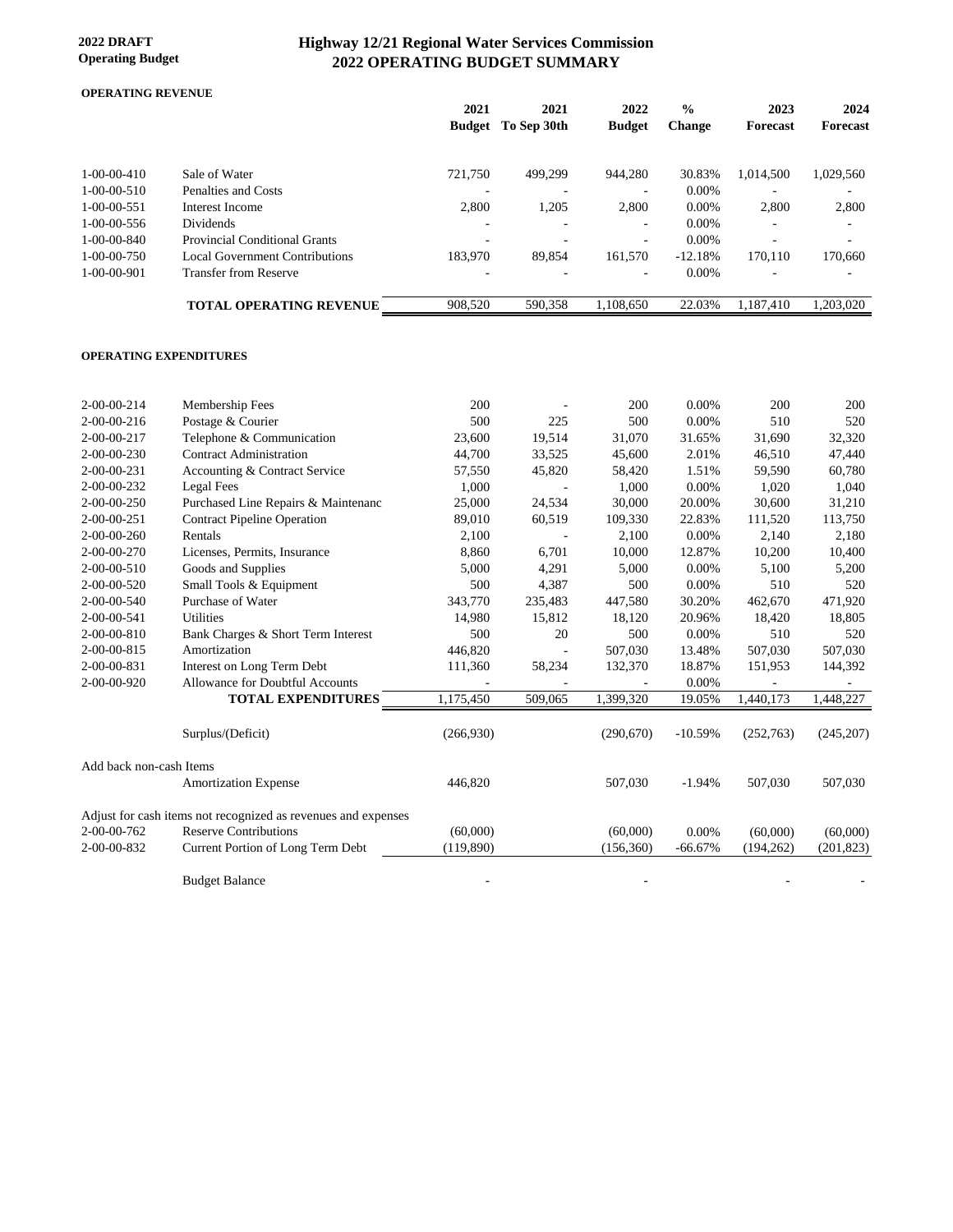**2022 DRAFT**
**Operating Budget**

# Highway 12/21 Regional Water Services Commission
## 2022 OPERATING BUDGET SUMMARY

### OPERATING REVENUE

| | | 2021 Budget | 2021 To Sep 30th | 2022 Budget | % Change | 2023 Forecast | 2024 Forecast |
|---|---|---|---|---|---|---|---|
| 1-00-00-410 | Sale of Water | 721,750 | 499,299 | 944,280 | 30.83% | 1,014,500 | 1,029,560 |
| 1-00-00-510 | Penalties and Costs | - | - | - | 0.00% | - | - |
| 1-00-00-551 | Interest Income | 2,800 | 1,205 | 2,800 | 0.00% | 2,800 | 2,800 |
| 1-00-00-556 | Dividends | - | - | - | 0.00% | - | - |
| 1-00-00-840 | Provincial Conditional Grants | - | - | - | 0.00% | - | - |
| 1-00-00-750 | Local Government Contributions | 183,970 | 89,854 | 161,570 | -12.18% | 170,110 | 170,660 |
| 1-00-00-901 | Transfer from Reserve | - | - | - | 0.00% | - | - |
| | **TOTAL OPERATING REVENUE** | 908,520 | 590,358 | 1,108,650 | 22.03% | 1,187,410 | 1,203,020 |

### OPERATING EXPENDITURES

| | | 2021 Budget | 2021 To Sep 30th | 2022 Budget | % Change | 2023 Forecast | 2024 Forecast |
|---|---|---|---|---|---|---|---|
| 2-00-00-214 | Membership Fees | 200 | - | 200 | 0.00% | 200 | 200 |
| 2-00-00-216 | Postage & Courier | 500 | 225 | 500 | 0.00% | 510 | 520 |
| 2-00-00-217 | Telephone & Communication | 23,600 | 19,514 | 31,070 | 31.65% | 31,690 | 32,320 |
| 2-00-00-230 | Contract Administration | 44,700 | 33,525 | 45,600 | 2.01% | 46,510 | 47,440 |
| 2-00-00-231 | Accounting & Contract Service | 57,550 | 45,820 | 58,420 | 1.51% | 59,590 | 60,780 |
| 2-00-00-232 | Legal Fees | 1,000 | - | 1,000 | 0.00% | 1,020 | 1,040 |
| 2-00-00-250 | Purchased Line Repairs & Maintenanc | 25,000 | 24,534 | 30,000 | 20.00% | 30,600 | 31,210 |
| 2-00-00-251 | Contract Pipeline Operation | 89,010 | 60,519 | 109,330 | 22.83% | 111,520 | 113,750 |
| 2-00-00-260 | Rentals | 2,100 | - | 2,100 | 0.00% | 2,140 | 2,180 |
| 2-00-00-270 | Licenses, Permits, Insurance | 8,860 | 6,701 | 10,000 | 12.87% | 10,200 | 10,400 |
| 2-00-00-510 | Goods and Supplies | 5,000 | 4,291 | 5,000 | 0.00% | 5,100 | 5,200 |
| 2-00-00-520 | Small Tools & Equipment | 500 | 4,387 | 500 | 0.00% | 510 | 520 |
| 2-00-00-540 | Purchase of Water | 343,770 | 235,483 | 447,580 | 30.20% | 462,670 | 471,920 |
| 2-00-00-541 | Utilities | 14,980 | 15,812 | 18,120 | 20.96% | 18,420 | 18,805 |
| 2-00-00-810 | Bank Charges & Short Term Interest | 500 | 20 | 500 | 0.00% | 510 | 520 |
| 2-00-00-815 | Amortization | 446,820 | - | 507,030 | 13.48% | 507,030 | 507,030 |
| 2-00-00-831 | Interest on Long Term Debt | 111,360 | 58,234 | 132,370 | 18.87% | 151,953 | 144,392 |
| 2-00-00-920 | Allowance for Doubtful Accounts | - | - | - | 0.00% | - | - |
| | **TOTAL EXPENDITURES** | 1,175,450 | 509,065 | 1,399,320 | 19.05% | 1,440,173 | 1,448,227 |
| | Surplus/(Deficit) | (266,930) | | (290,670) | -10.59% | (252,763) | (245,207) |
| Add back non-cash Items | | | | | | | |
| | Amortization Expense | 446,820 | | 507,030 | -1.94% | 507,030 | 507,030 |
| Adjust for cash items not recognized as revenues and expenses | | | | | | | |
| 2-00-00-762 | Reserve Contributions | (60,000) | | (60,000) | 0.00% | (60,000) | (60,000) |
| 2-00-00-832 | Current Portion of Long Term Debt | (119,890) | | (156,360) | -66.67% | (194,262) | (201,823) |
| | Budget Balance | - | | - | | - | - |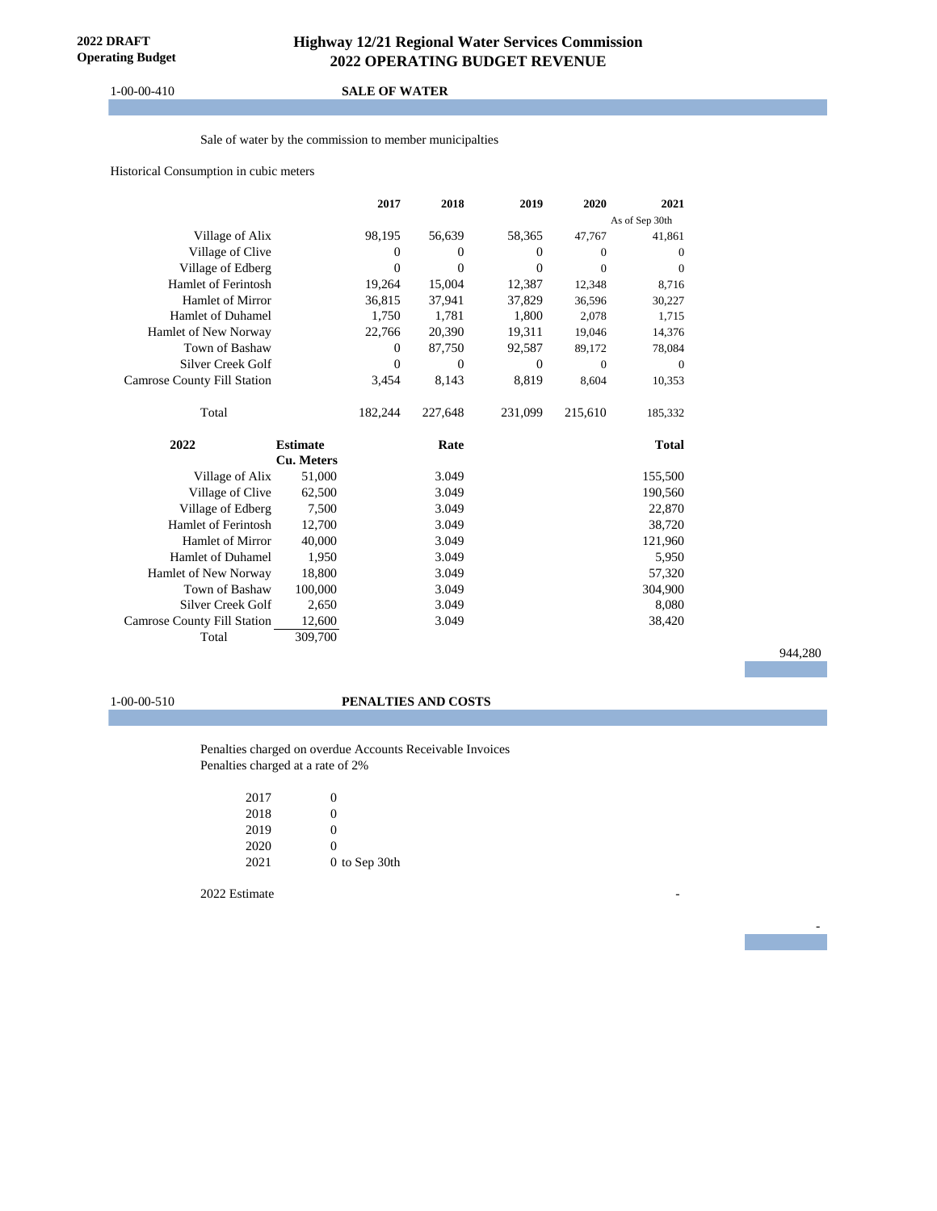# Highway 12/21 Regional Water Services Commission
## 2022 OPERATING BUDGET REVENUE

**2022 DRAFT Operating Budget**

1-00-00-410 **SALE OF WATER**

Sale of water by the commission to member municipalties

Historical Consumption in cubic meters

| | 2017 | 2018 | 2019 | 2020 | 2021 As of Sep 30th |
|---|---|---|---|---|---|
| Village of Alix | 98,195 | 56,639 | 58,365 | 47,767 | 41,861 |
| Village of Clive | 0 | 0 | 0 | 0 | 0 |
| Village of Edberg | 0 | 0 | 0 | 0 | 0 |
| Hamlet of Ferintosh | 19,264 | 15,004 | 12,387 | 12,348 | 8,716 |
| Hamlet of Mirror | 36,815 | 37,941 | 37,829 | 36,596 | 30,227 |
| Hamlet of Duhamel | 1,750 | 1,781 | 1,800 | 2,078 | 1,715 |
| Hamlet of New Norway | 22,766 | 20,390 | 19,311 | 19,046 | 14,376 |
| Town of Bashaw | 0 | 87,750 | 92,587 | 89,172 | 78,084 |
| Silver Creek Golf | 0 | 0 | 0 | 0 | 0 |
| Camrose County Fill Station | 3,454 | 8,143 | 8,819 | 8,604 | 10,353 |
| Total | 182,244 | 227,648 | 231,099 | 215,610 | 185,332 |

| 2022 | Estimate Cu. Meters | Rate | Total |
|---|---|---|---|
| Village of Alix | 51,000 | 3.049 | 155,500 |
| Village of Clive | 62,500 | 3.049 | 190,560 |
| Village of Edberg | 7,500 | 3.049 | 22,870 |
| Hamlet of Ferintosh | 12,700 | 3.049 | 38,720 |
| Hamlet of Mirror | 40,000 | 3.049 | 121,960 |
| Hamlet of Duhamel | 1,950 | 3.049 | 5,950 |
| Hamlet of New Norway | 18,800 | 3.049 | 57,320 |
| Town of Bashaw | 100,000 | 3.049 | 304,900 |
| Silver Creek Golf | 2,650 | 3.049 | 8,080 |
| Camrose County Fill Station | 12,600 | 3.049 | 38,420 |
| Total | 309,700 | | |

944,280

1-00-00-510 **PENALTIES AND COSTS**

Penalties charged on overdue Accounts Receivable Invoices
Penalties charged at a rate of 2%

| | |
|---|---|
| 2017 | 0 |
| 2018 | 0 |
| 2019 | 0 |
| 2020 | 0 |
| 2021 | 0 to Sep 30th |

2022 Estimate -

-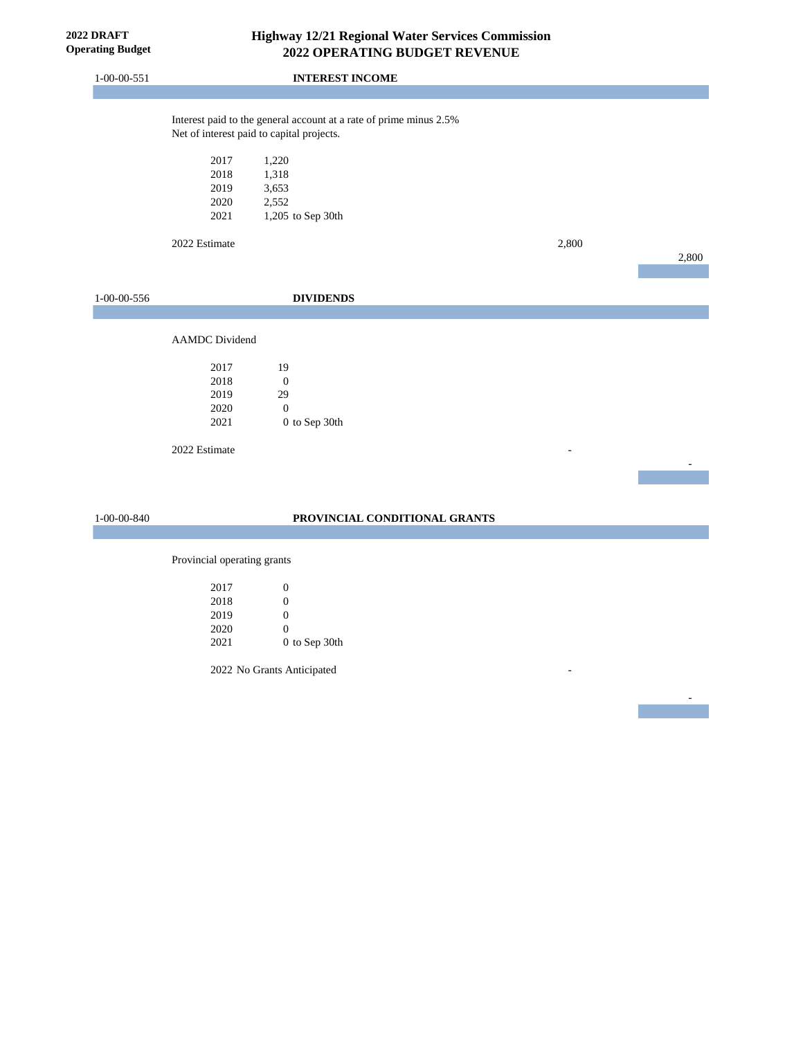**2022 DRAFT**
**Operating Budget**

# Highway 12/21 Regional Water Services Commission
## 2022 OPERATING BUDGET REVENUE

### 1-00-00-551 INTEREST INCOME

Interest paid to the general account at a rate of prime minus 2.5%
Net of interest paid to capital projects.

| Year | Amount |
|---|---|
| 2017 | 1,220 |
| 2018 | 1,318 |
| 2019 | 3,653 |
| 2020 | 2,552 |
| 2021 | 1,205 to Sep 30th |

2022 Estimate 2,800

2,800

### 1-00-00-556 DIVIDENDS

AAMDC Dividend

| Year | Amount |
|---|---|
| 2017 | 19 |
| 2018 | 0 |
| 2019 | 29 |
| 2020 | 0 |
| 2021 | 0 to Sep 30th |

2022 Estimate -

-

### 1-00-00-840 PROVINCIAL CONDITIONAL GRANTS

Provincial operating grants

| Year | Amount |
|---|---|
| 2017 | 0 |
| 2018 | 0 |
| 2019 | 0 |
| 2020 | 0 |
| 2021 | 0 to Sep 30th |

2022 No Grants Anticipated -

-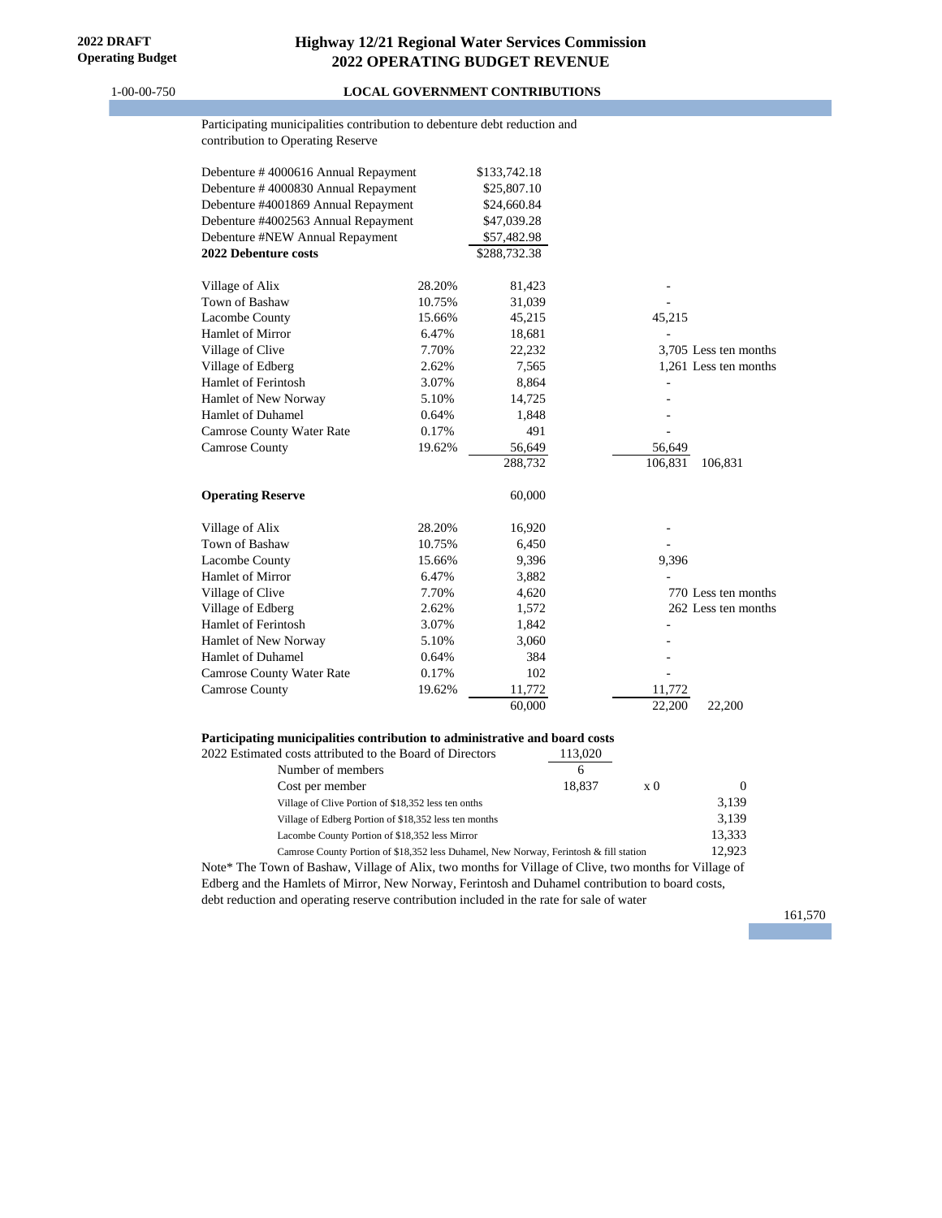**2022 DRAFT Operating Budget**

# Highway 12/21 Regional Water Services Commission
## 2022 OPERATING BUDGET REVENUE

1-00-00-750 **LOCAL GOVERNMENT CONTRIBUTIONS**

Participating municipalities contribution to debenture debt reduction and contribution to Operating Reserve

| | | | | |
|---|---|---|---|---|
| Debenture # 4000616 Annual Repayment | | $133,742.18 | | |
| Debenture # 4000830 Annual Repayment | | $25,807.10 | | |
| Debenture #4001869 Annual Repayment | | $24,660.84 | | |
| Debenture #4002563 Annual Repayment | | $47,039.28 | | |
| Debenture #NEW Annual Repayment | | $57,482.98 | | |
| **2022 Debenture costs** | | $288,732.38 | | |
| | | | | |
| Village of Alix | 28.20% | 81,423 | - | |
| Town of Bashaw | 10.75% | 31,039 | - | |
| Lacombe County | 15.66% | 45,215 | 45,215 | |
| Hamlet of Mirror | 6.47% | 18,681 | - | |
| Village of Clive | 7.70% | 22,232 | 3,705 | Less ten months |
| Village of Edberg | 2.62% | 7,565 | 1,261 | Less ten months |
| Hamlet of Ferintosh | 3.07% | 8,864 | - | |
| Hamlet of New Norway | 5.10% | 14,725 | - | |
| Hamlet of Duhamel | 0.64% | 1,848 | - | |
| Camrose County Water Rate | 0.17% | 491 | - | |
| Camrose County | 19.62% | 56,649 | 56,649 | |
| | | 288,732 | 106,831 | 106,831 |
| | | | | |
| **Operating Reserve** | | 60,000 | | |
| | | | | |
| Village of Alix | 28.20% | 16,920 | - | |
| Town of Bashaw | 10.75% | 6,450 | - | |
| Lacombe County | 15.66% | 9,396 | 9,396 | |
| Hamlet of Mirror | 6.47% | 3,882 | - | |
| Village of Clive | 7.70% | 4,620 | 770 | Less ten months |
| Village of Edberg | 2.62% | 1,572 | 262 | Less ten months |
| Hamlet of Ferintosh | 3.07% | 1,842 | - | |
| Hamlet of New Norway | 5.10% | 3,060 | - | |
| Hamlet of Duhamel | 0.64% | 384 | - | |
| Camrose County Water Rate | 0.17% | 102 | - | |
| Camrose County | 19.62% | 11,772 | 11,772 | |
| | | 60,000 | 22,200 | 22,200 |

**Participating municipalities contribution to administrative and board costs**

| | | | |
|---|---|---|---|
| 2022 Estimated costs attributed to the Board of Directors | 113,020 | | |
| Number of members | 6 | | |
| Cost per member | 18,837 | x 0 | 0 |
| Village of Clive Portion of $18,352 less ten onths | | | 3,139 |
| Village of Edberg Portion of $18,352 less ten months | | | 3,139 |
| Lacombe County Portion of $18,352 less Mirror | | | 13,333 |
| Camrose County Portion of $18,352 less Duhamel, New Norway, Ferintosh & fill station | | | 12,923 |

Note* The Town of Bashaw, Village of Alix, two months for Village of Clive, two months for Village of Edberg and the Hamlets of Mirror, New Norway, Ferintosh and Duhamel contribution to board costs, debt reduction and operating reserve contribution included in the rate for sale of water

161,570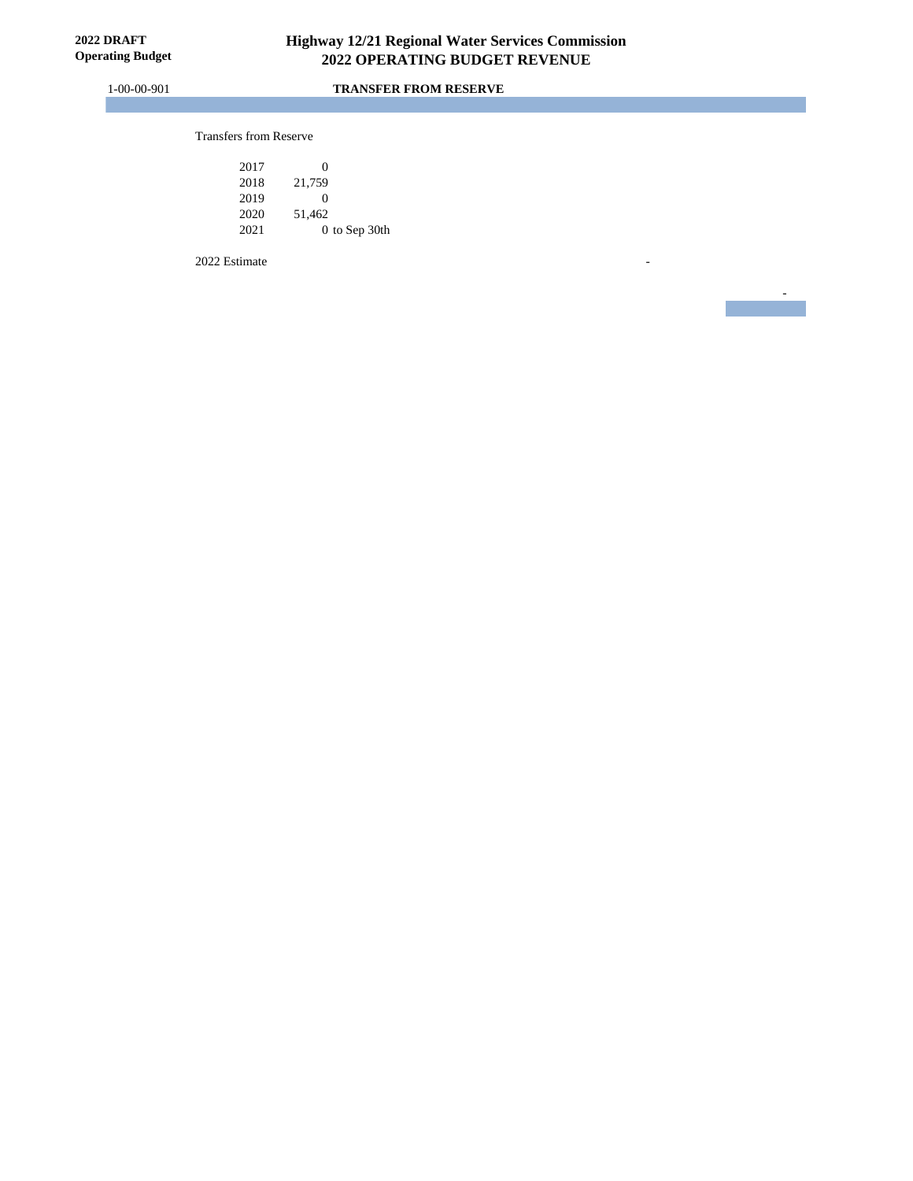**2022 DRAFT**
**Operating Budget**

# Highway 12/21 Regional Water Services Commission
## 2022 OPERATING BUDGET REVENUE

1-00-00-901 **TRANSFER FROM RESERVE**

Transfers from Reserve

| Year | Amount | |
|---|---|---|
| 2017 | 0 | |
| 2018 | 21,759 | |
| 2019 | 0 | |
| 2020 | 51,462 | |
| 2021 | 0 | to Sep 30th |

2022 Estimate -

-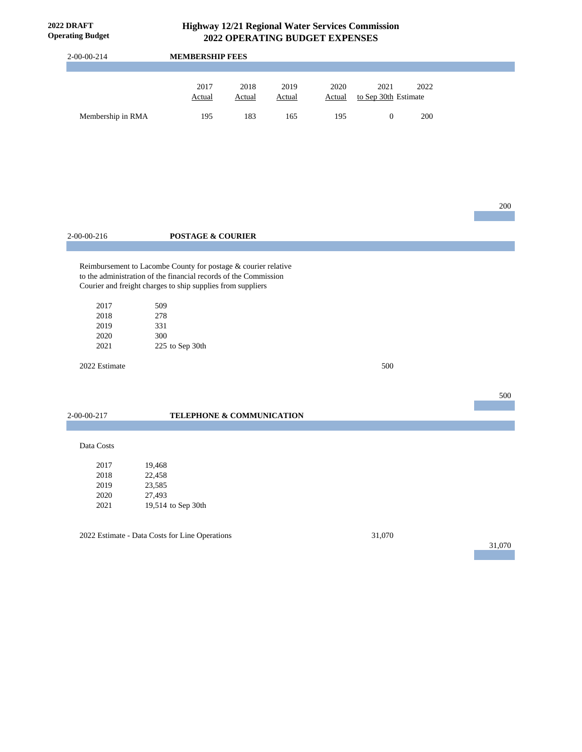# Highway 12/21 Regional Water Services Commission
## 2022 OPERATING BUDGET EXPENSES

**2022 DRAFT Operating Budget**

### 2-00-00-214 MEMBERSHIP FEES

| | 2017 Actual | 2018 Actual | 2019 Actual | 2020 Actual | 2021 to Sep 30th | 2022 Estimate |
|---|---|---|---|---|---|---|
| Membership in RMA | 195 | 183 | 165 | 195 | 0 | 200 |

200

### 2-00-00-216 POSTAGE & COURIER

Reimbursement to Lacombe County for postage & courier relative to the administration of the financial records of the Commission
Courier and freight charges to ship supplies from suppliers

| | |
|---|---|
| 2017 | 509 |
| 2018 | 278 |
| 2019 | 331 |
| 2020 | 300 |
| 2021 | 225 to Sep 30th |

2022 Estimate 500

500

### 2-00-00-217 TELEPHONE & COMMUNICATION

Data Costs

| | |
|---|---|
| 2017 | 19,468 |
| 2018 | 22,458 |
| 2019 | 23,585 |
| 2020 | 27,493 |
| 2021 | 19,514 to Sep 30th |

2022 Estimate - Data Costs for Line Operations 31,070

31,070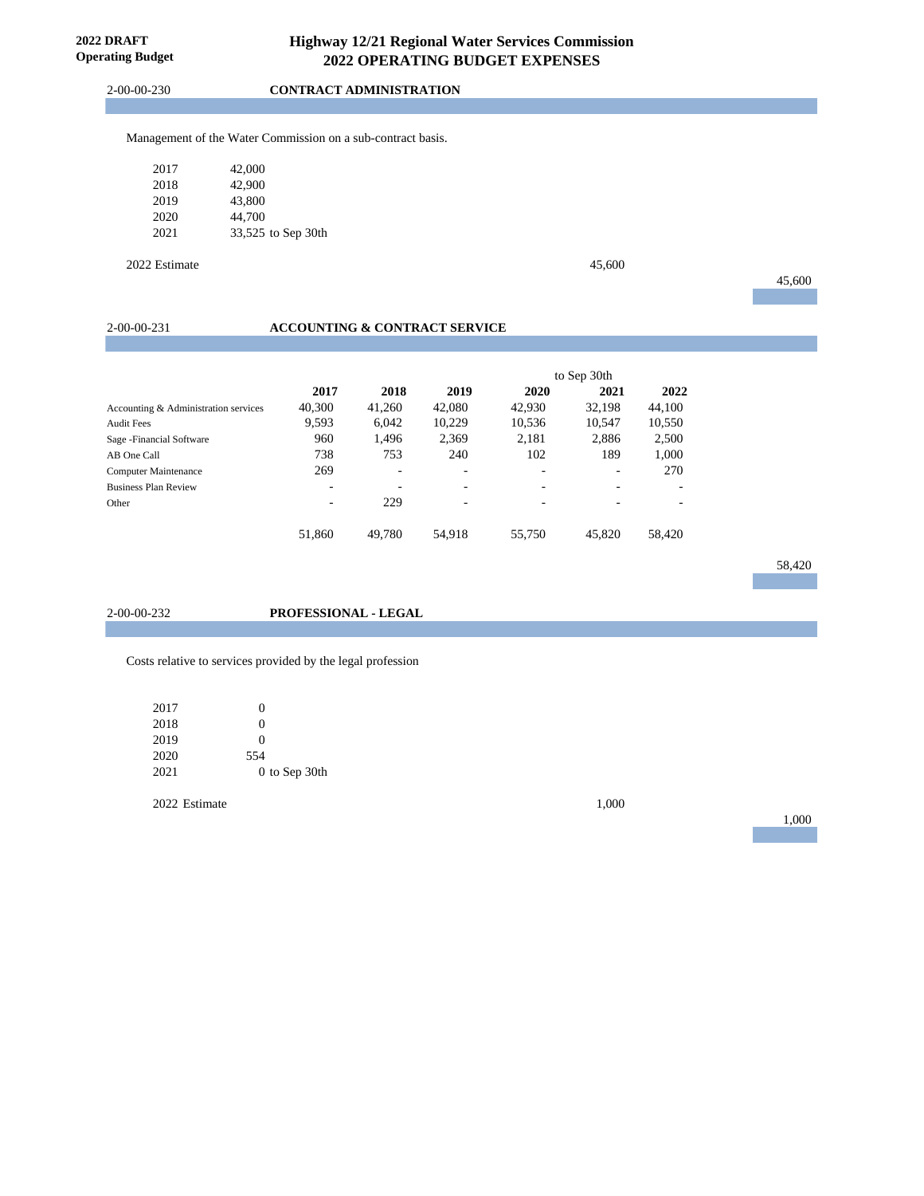**2022 DRAFT**
**Operating Budget**

# Highway 12/21 Regional Water Services Commission
# 2022 OPERATING BUDGET EXPENSES

## 2-00-00-230 CONTRACT ADMINISTRATION

Management of the Water Commission on a sub-contract basis.

| | |
|---|---|
| 2017 | 42,000 |
| 2018 | 42,900 |
| 2019 | 43,800 |
| 2020 | 44,700 |
| 2021 | 33,525 to Sep 30th |

2022 Estimate 45,600

45,600

## 2-00-00-231 ACCOUNTING & CONTRACT SERVICE

| | 2017 | 2018 | 2019 | 2020 | to Sep 30th 2021 | 2022 |
|---|---|---|---|---|---|---|
| Accounting & Administration services | 40,300 | 41,260 | 42,080 | 42,930 | 32,198 | 44,100 |
| Audit Fees | 9,593 | 6,042 | 10,229 | 10,536 | 10,547 | 10,550 |
| Sage -Financial Software | 960 | 1,496 | 2,369 | 2,181 | 2,886 | 2,500 |
| AB One Call | 738 | 753 | 240 | 102 | 189 | 1,000 |
| Computer Maintenance | 269 | - | - | - | - | 270 |
| Business Plan Review | - | - | - | - | - | - |
| Other | - | 229 | - | - | - | - |
| | 51,860 | 49,780 | 54,918 | 55,750 | 45,820 | 58,420 |

58,420

## 2-00-00-232 PROFESSIONAL - LEGAL

Costs relative to services provided by the legal profession

| | |
|---|---|
| 2017 | 0 |
| 2018 | 0 |
| 2019 | 0 |
| 2020 | 554 |
| 2021 | 0 to Sep 30th |

2022 Estimate 1,000

1,000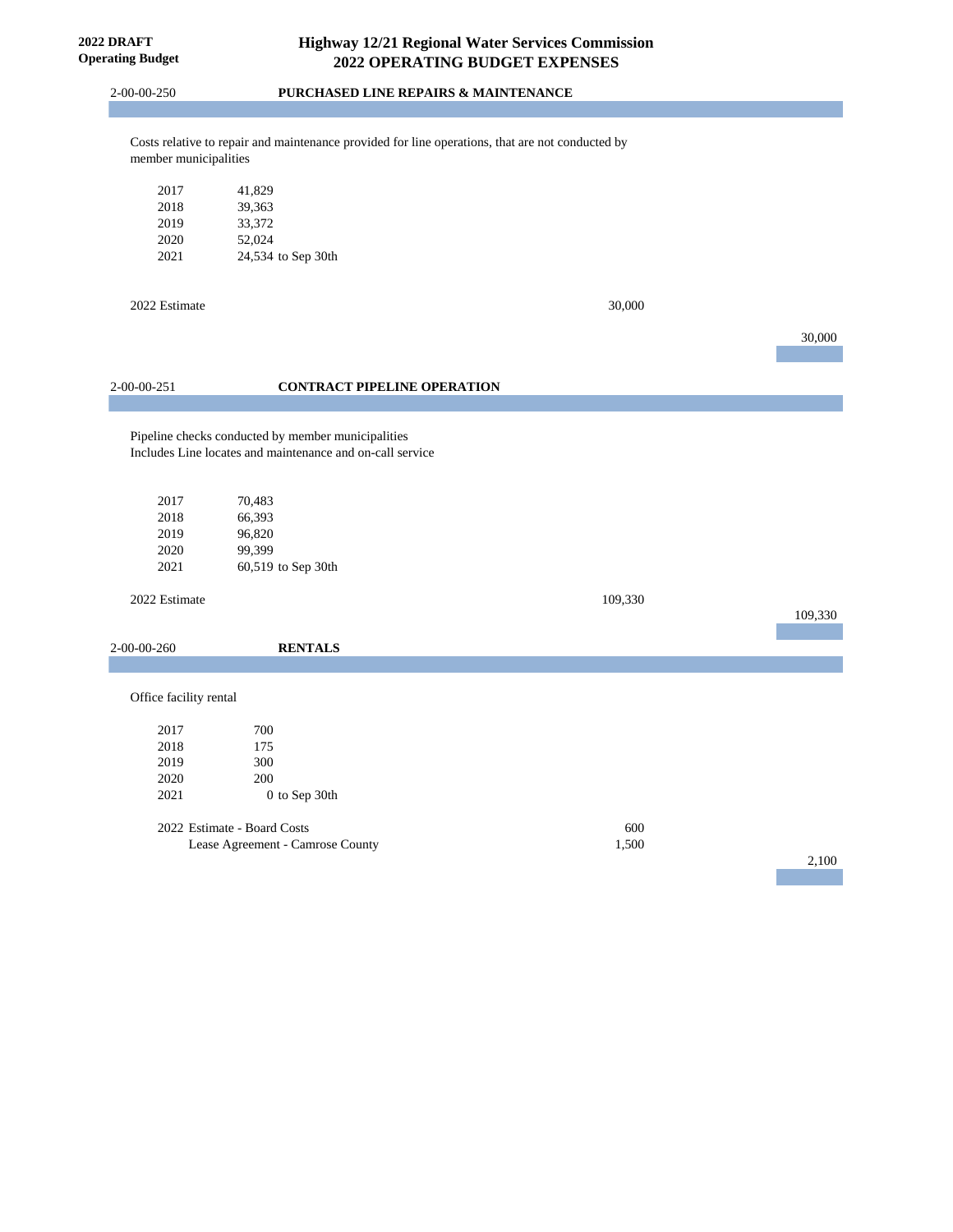**2022 DRAFT**
**Operating Budget**

# Highway 12/21 Regional Water Services Commission
# 2022 OPERATING BUDGET EXPENSES

## 2-00-00-250 PURCHASED LINE REPAIRS & MAINTENANCE

Costs relative to repair and maintenance provided for line operations, that are not conducted by member municipalities

| Year | Amount |
|---|---|
| 2017 | 41,829 |
| 2018 | 39,363 |
| 2019 | 33,372 |
| 2020 | 52,024 |
| 2021 | 24,534 to Sep 30th |

| | | |
|---|---|---|
| 2022 Estimate | 30,000 | |
| | | 30,000 |

## 2-00-00-251 CONTRACT PIPELINE OPERATION

Pipeline checks conducted by member municipalities
Includes Line locates and maintenance and on-call service

| Year | Amount |
|---|---|
| 2017 | 70,483 |
| 2018 | 66,393 |
| 2019 | 96,820 |
| 2020 | 99,399 |
| 2021 | 60,519 to Sep 30th |

| | | |
|---|---|---|
| 2022 Estimate | 109,330 | |
| | | 109,330 |

## 2-00-00-260 RENTALS

Office facility rental

| Year | Amount |
|---|---|
| 2017 | 700 |
| 2018 | 175 |
| 2019 | 300 |
| 2020 | 200 |
| 2021 | 0 to Sep 30th |

| | | |
|---|---|---|
| 2022 Estimate - Board Costs | 600 | |
| Lease Agreement - Camrose County | 1,500 | |
| | | 2,100 |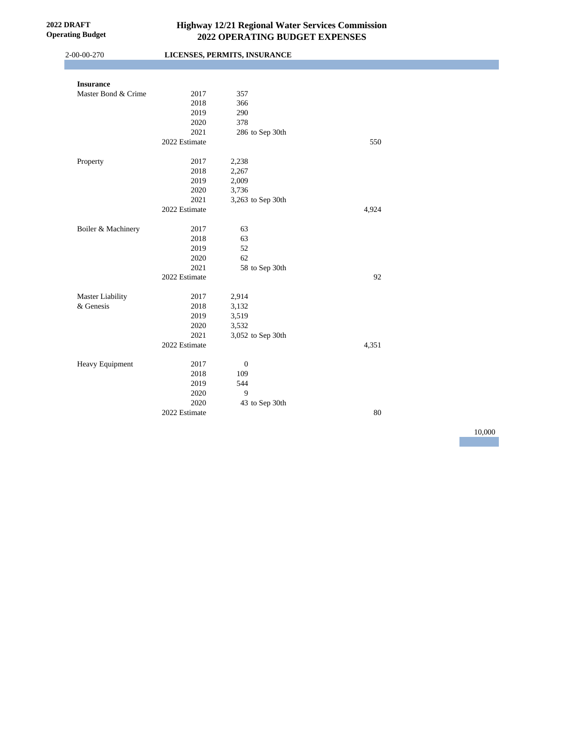**2022 DRAFT**
**Operating Budget**

# Highway 12/21 Regional Water Services Commission
## 2022 OPERATING BUDGET EXPENSES

2-00-00-270 **LICENSES, PERMITS, INSURANCE**

| | | | | |
|---|---|---|---|---|
| **Insurance** | | | | |
| Master Bond & Crime | 2017 | 357 | | |
| | 2018 | 366 | | |
| | 2019 | 290 | | |
| | 2020 | 378 | | |
| | 2021 | 286 to Sep 30th | | |
| | 2022 Estimate | | 550 | |
| Property | 2017 | 2,238 | | |
| | 2018 | 2,267 | | |
| | 2019 | 2,009 | | |
| | 2020 | 3,736 | | |
| | 2021 | 3,263 to Sep 30th | | |
| | 2022 Estimate | | 4,924 | |
| Boiler & Machinery | 2017 | 63 | | |
| | 2018 | 63 | | |
| | 2019 | 52 | | |
| | 2020 | 62 | | |
| | 2021 | 58 to Sep 30th | | |
| | 2022 Estimate | | 92 | |
| Master Liability & Genesis | 2017 | 2,914 | | |
| | 2018 | 3,132 | | |
| | 2019 | 3,519 | | |
| | 2020 | 3,532 | | |
| | 2021 | 3,052 to Sep 30th | | |
| | 2022 Estimate | | 4,351 | |
| Heavy Equipment | 2017 | 0 | | |
| | 2018 | 109 | | |
| | 2019 | 544 | | |
| | 2020 | 9 | | |
| | 2020 | 43 to Sep 30th | | |
| | 2022 Estimate | | 80 | |
| | | | | 10,000 |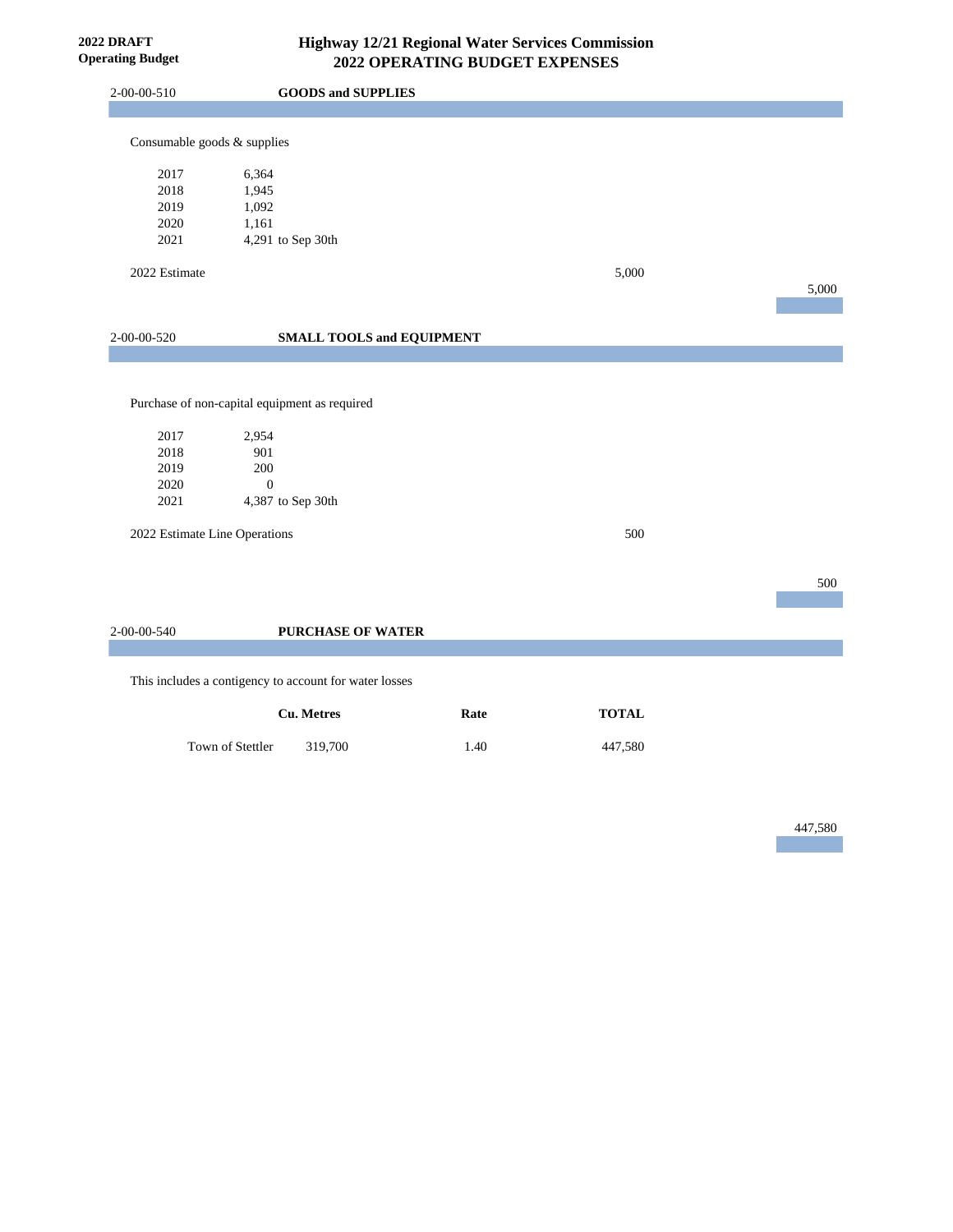**2022 DRAFT**
**Operating Budget**

# Highway 12/21 Regional Water Services Commission
## 2022 OPERATING BUDGET EXPENSES

### 2-00-00-510 GOODS and SUPPLIES

Consumable goods & supplies

| Year | Amount |
|---|---|
| 2017 | 6,364 |
| 2018 | 1,945 |
| 2019 | 1,092 |
| 2020 | 1,161 |
| 2021 | 4,291 to Sep 30th |

2022 Estimate 5,000

**5,000**

### 2-00-00-520 SMALL TOOLS and EQUIPMENT

Purchase of non-capital equipment as required

| Year | Amount |
|---|---|
| 2017 | 2,954 |
| 2018 | 901 |
| 2019 | 200 |
| 2020 | 0 |
| 2021 | 4,387 to Sep 30th |

2022 Estimate Line Operations 500

**500**

### 2-00-00-540 PURCHASE OF WATER

This includes a contigency to account for water losses

| | Cu. Metres | Rate | TOTAL |
|---|---|---|---|
| Town of Stettler | 319,700 | 1.40 | 447,580 |

**447,580**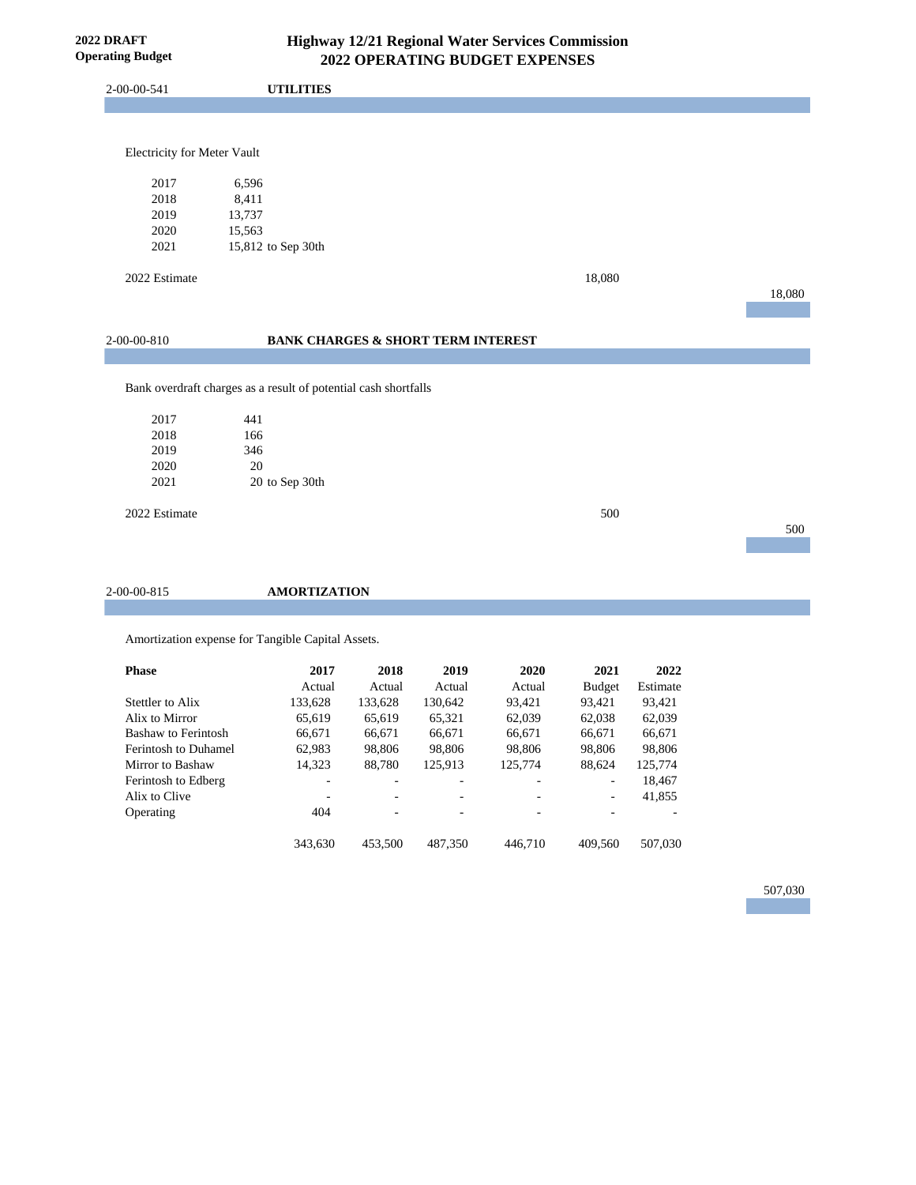**2022 DRAFT**
**Operating Budget**

# Highway 12/21 Regional Water Services Commission
## 2022 OPERATING BUDGET EXPENSES

### 2-00-00-541 UTILITIES

Electricity for Meter Vault

| | |
|---|---|
| 2017 | 6,596 |
| 2018 | 8,411 |
| 2019 | 13,737 |
| 2020 | 15,563 |
| 2021 | 15,812 to Sep 30th |

2022 Estimate 18,080

18,080

### 2-00-00-810 BANK CHARGES & SHORT TERM INTEREST

Bank overdraft charges as a result of potential cash shortfalls

| | |
|---|---|
| 2017 | 441 |
| 2018 | 166 |
| 2019 | 346 |
| 2020 | 20 |
| 2021 | 20 to Sep 30th |

2022 Estimate 500

500

### 2-00-00-815 AMORTIZATION

Amortization expense for Tangible Capital Assets.

| **Phase** | **2017** Actual | **2018** Actual | **2019** Actual | **2020** Actual | **2021** Budget | **2022** Estimate |
|---|---|---|---|---|---|---|
| Stettler to Alix | 133,628 | 133,628 | 130,642 | 93,421 | 93,421 | 93,421 |
| Alix to Mirror | 65,619 | 65,619 | 65,321 | 62,039 | 62,038 | 62,039 |
| Bashaw to Ferintosh | 66,671 | 66,671 | 66,671 | 66,671 | 66,671 | 66,671 |
| Ferintosh to Duhamel | 62,983 | 98,806 | 98,806 | 98,806 | 98,806 | 98,806 |
| Mirror to Bashaw | 14,323 | 88,780 | 125,913 | 125,774 | 88,624 | 125,774 |
| Ferintosh to Edberg | - | - | - | - | - | 18,467 |
| Alix to Clive | - | - | - | - | - | 41,855 |
| Operating | 404 | - | - | - | - | - |
| | 343,630 | 453,500 | 487,350 | 446,710 | 409,560 | 507,030 |

507,030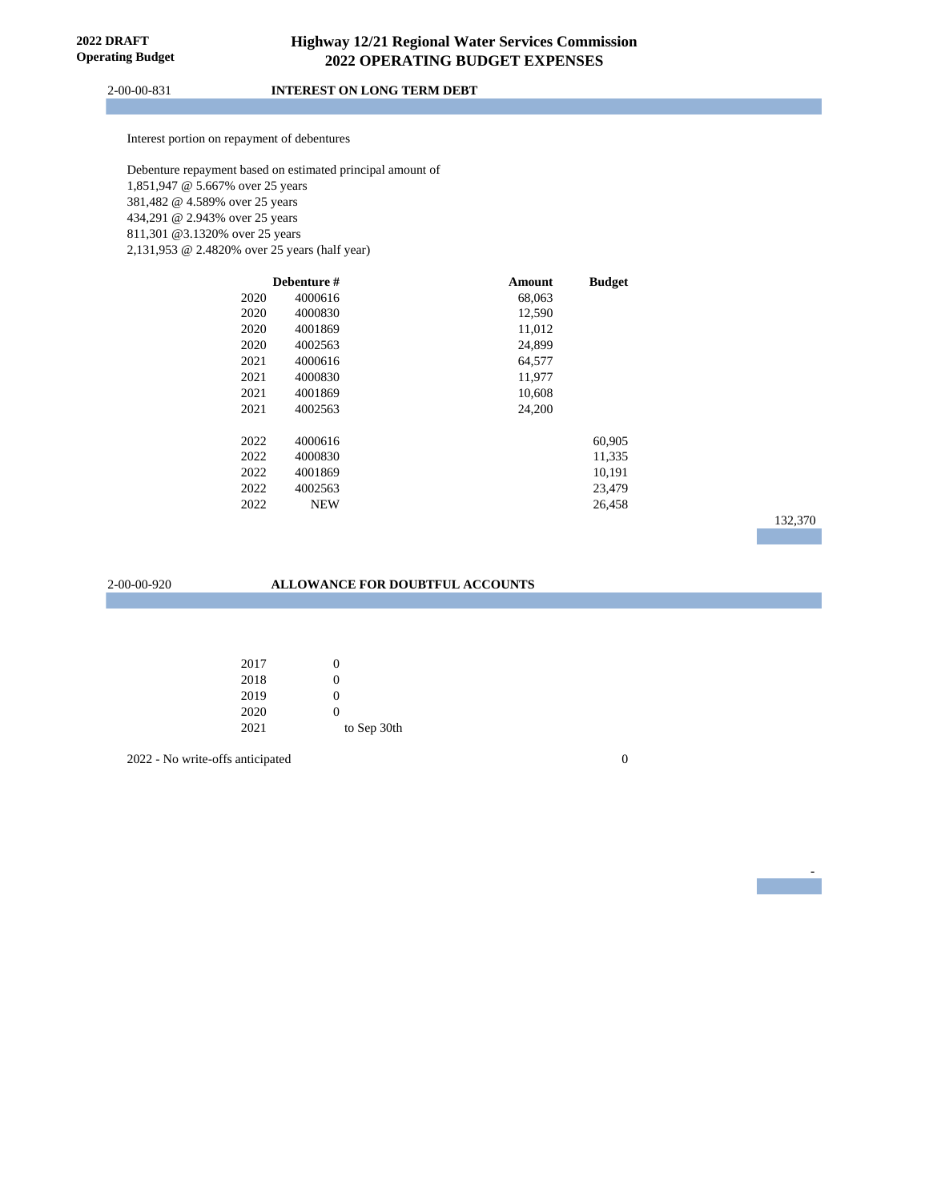## 2-00-00-831 INTEREST ON LONG TERM DEBT

Interest portion on repayment of debentures

Debenture repayment based on estimated principal amount of
1,851,947 @ 5.667% over 25 years
381,482 @ 4.589% over 25 years
434,291 @ 2.943% over 25 years
811,301 @3.1320% over 25 years
2,131,953 @ 2.4820% over 25 years (half year)

| Year | Debenture # | Amount | Budget |
|---|---|---|---|
| 2020 | 4000616 | 68,063 | |
| 2020 | 4000830 | 12,590 | |
| 2020 | 4001869 | 11,012 | |
| 2020 | 4002563 | 24,899 | |
| 2021 | 4000616 | 64,577 | |
| 2021 | 4000830 | 11,977 | |
| 2021 | 4001869 | 10,608 | |
| 2021 | 4002563 | 24,200 | |
| 2022 | 4000616 | | 60,905 |
| 2022 | 4000830 | | 11,335 |
| 2022 | 4001869 | | 10,191 |
| 2022 | 4002563 | | 23,479 |
| 2022 | NEW | | 26,458 |

132,370

## 2-00-00-920 ALLOWANCE FOR DOUBTFUL ACCOUNTS

| Year | Amount |
|---|---|
| 2017 | 0 |
| 2018 | 0 |
| 2019 | 0 |
| 2020 | 0 |
| 2021 | to Sep 30th |

2022 - No write-offs anticipated 0

-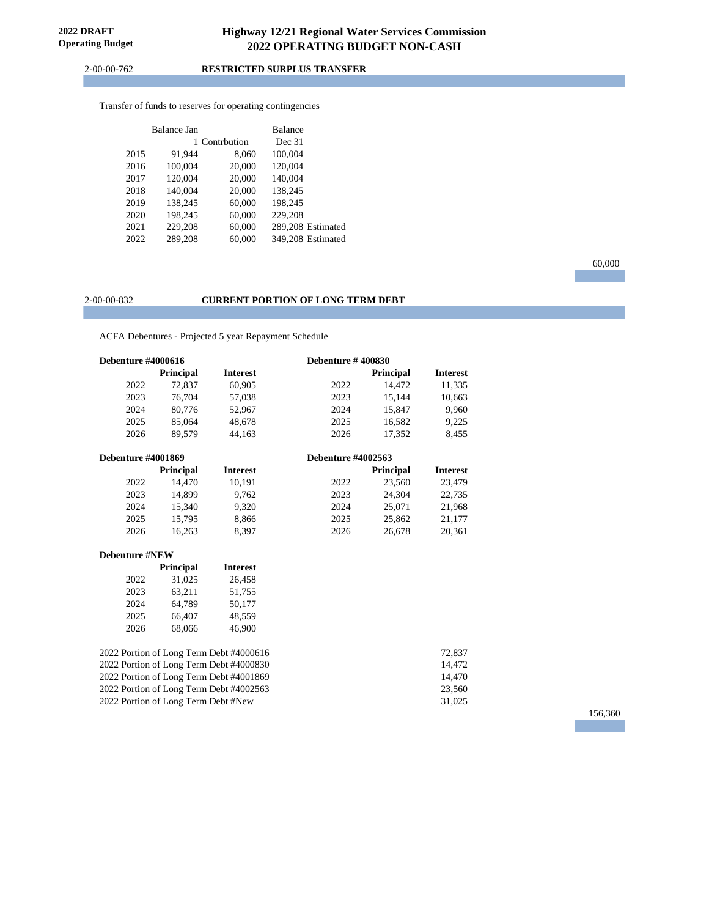**2022 DRAFT**
**Operating Budget**

# Highway 12/21 Regional Water Services Commission
# 2022 OPERATING BUDGET NON-CASH

2-00-00-762 **RESTRICTED SURPLUS TRANSFER**

Transfer of funds to reserves for operating contingencies

| | Balance Jan 1 | Contrbution | Balance Dec 31 | |
|---|---|---|---|---|
| 2015 | 91,944 | 8,060 | 100,004 | |
| 2016 | 100,004 | 20,000 | 120,004 | |
| 2017 | 120,004 | 20,000 | 140,004 | |
| 2018 | 140,004 | 20,000 | 138,245 | |
| 2019 | 138,245 | 60,000 | 198,245 | |
| 2020 | 198,245 | 60,000 | 229,208 | |
| 2021 | 229,208 | 60,000 | 289,208 | Estimated |
| 2022 | 289,208 | 60,000 | 349,208 | Estimated |

60,000

2-00-00-832 **CURRENT PORTION OF LONG TERM DEBT**

ACFA Debentures - Projected 5 year Repayment Schedule

**Debenture #4000616**

| | **Principal** | **Interest** |
|---|---|---|
| 2022 | 72,837 | 60,905 |
| 2023 | 76,704 | 57,038 |
| 2024 | 80,776 | 52,967 |
| 2025 | 85,064 | 48,678 |
| 2026 | 89,579 | 44,163 |

**Debenture # 400830**

| | **Principal** | **Interest** |
|---|---|---|
| 2022 | 14,472 | 11,335 |
| 2023 | 15,144 | 10,663 |
| 2024 | 15,847 | 9,960 |
| 2025 | 16,582 | 9,225 |
| 2026 | 17,352 | 8,455 |

**Debenture #4001869**

| | **Principal** | **Interest** |
|---|---|---|
| 2022 | 14,470 | 10,191 |
| 2023 | 14,899 | 9,762 |
| 2024 | 15,340 | 9,320 |
| 2025 | 15,795 | 8,866 |
| 2026 | 16,263 | 8,397 |

**Debenture #4002563**

| | **Principal** | **Interest** |
|---|---|---|
| 2022 | 23,560 | 23,479 |
| 2023 | 24,304 | 22,735 |
| 2024 | 25,071 | 21,968 |
| 2025 | 25,862 | 21,177 |
| 2026 | 26,678 | 20,361 |

**Debenture #NEW**

| | **Principal** | **Interest** |
|---|---|---|
| 2022 | 31,025 | 26,458 |
| 2023 | 63,211 | 51,755 |
| 2024 | 64,789 | 50,177 |
| 2025 | 66,407 | 48,559 |
| 2026 | 68,066 | 46,900 |

| | |
|---|---|
| 2022 Portion of Long Term Debt #4000616 | 72,837 |
| 2022 Portion of Long Term Debt #4000830 | 14,472 |
| 2022 Portion of Long Term Debt #4001869 | 14,470 |
| 2022 Portion of Long Term Debt #4002563 | 23,560 |
| 2022 Portion of Long Term Debt #New | 31,025 |

156,360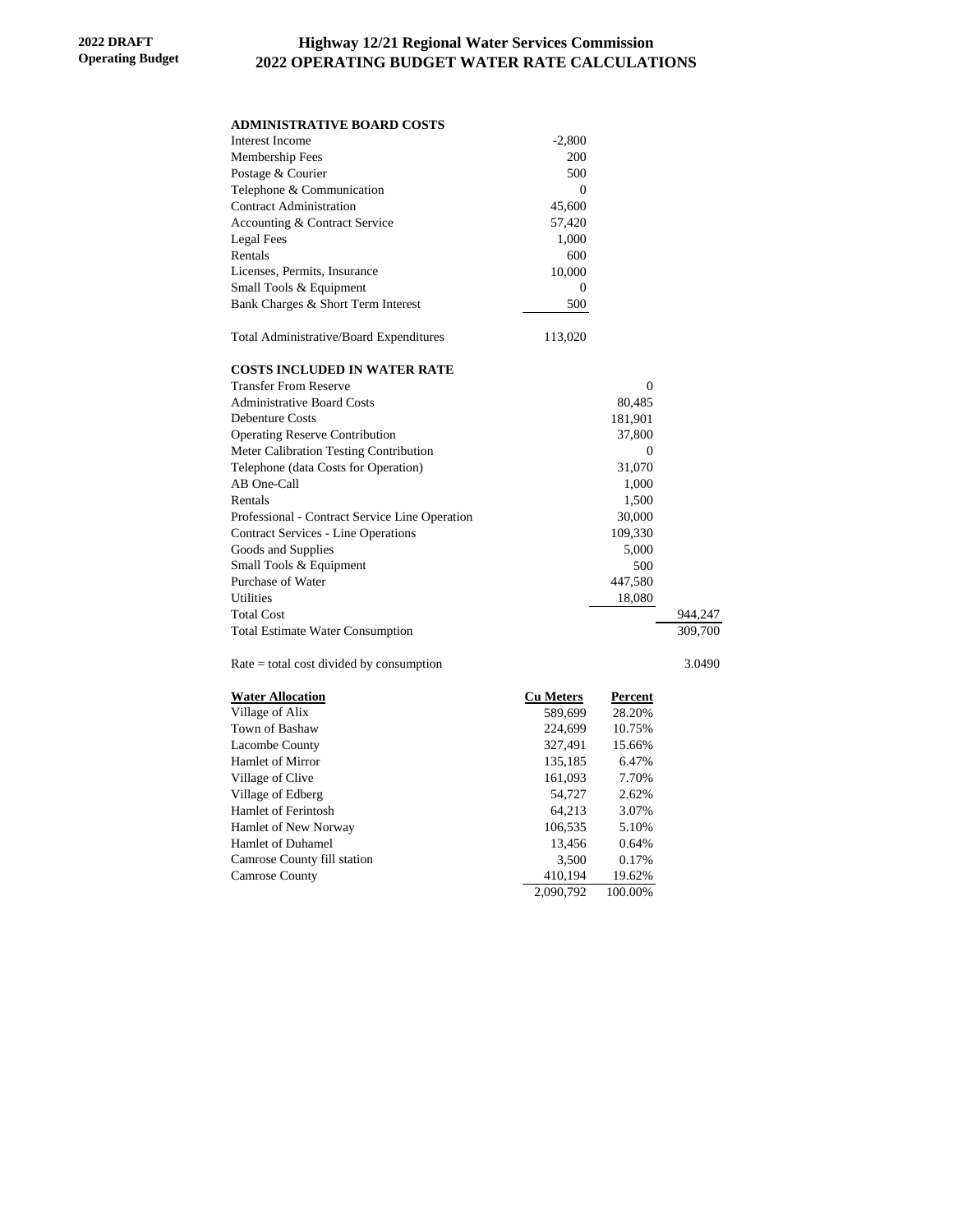**2022 DRAFT**
**Operating Budget**

# Highway 12/21 Regional Water Services Commission
## 2022 OPERATING BUDGET WATER RATE CALCULATIONS

| | | | |
|---|---|---|---|
| **ADMINISTRATIVE BOARD COSTS** | | | |
| Interest Income | -2,800 | | |
| Membership Fees | 200 | | |
| Postage & Courier | 500 | | |
| Telephone & Communication | 0 | | |
| Contract Administration | 45,600 | | |
| Accounting & Contract Service | 57,420 | | |
| Legal Fees | 1,000 | | |
| Rentals | 600 | | |
| Licenses, Permits, Insurance | 10,000 | | |
| Small Tools & Equipment | 0 | | |
| Bank Charges & Short Term Interest | 500 | | |
| Total Administrative/Board Expenditures | 113,020 | | |
| **COSTS INCLUDED IN WATER RATE** | | | |
| Transfer From Reserve | | 0 | |
| Administrative Board Costs | | 80,485 | |
| Debenture Costs | | 181,901 | |
| Operating Reserve Contribution | | 37,800 | |
| Meter Calibration Testing Contribution | | 0 | |
| Telephone (data Costs for Operation) | | 31,070 | |
| AB One-Call | | 1,000 | |
| Rentals | | 1,500 | |
| Professional - Contract Service Line Operation | | 30,000 | |
| Contract Services - Line Operations | | 109,330 | |
| Goods and Supplies | | 5,000 | |
| Small Tools & Equipment | | 500 | |
| Purchase of Water | | 447,580 | |
| Utilities | | 18,080 | |
| Total Cost | | | 944,247 |
| Total Estimate Water Consumption | | | 309,700 |
| Rate = total cost divided by consumption | | | 3.0490 |

| **Water Allocation** | **Cu Meters** | **Percent** |
|---|---|---|
| Village of Alix | 589,699 | 28.20% |
| Town of Bashaw | 224,699 | 10.75% |
| Lacombe County | 327,491 | 15.66% |
| Hamlet of Mirror | 135,185 | 6.47% |
| Village of Clive | 161,093 | 7.70% |
| Village of Edberg | 54,727 | 2.62% |
| Hamlet of Ferintosh | 64,213 | 3.07% |
| Hamlet of New Norway | 106,535 | 5.10% |
| Hamlet of Duhamel | 13,456 | 0.64% |
| Camrose County fill station | 3,500 | 0.17% |
| Camrose County | 410,194 | 19.62% |
| | 2,090,792 | 100.00% |